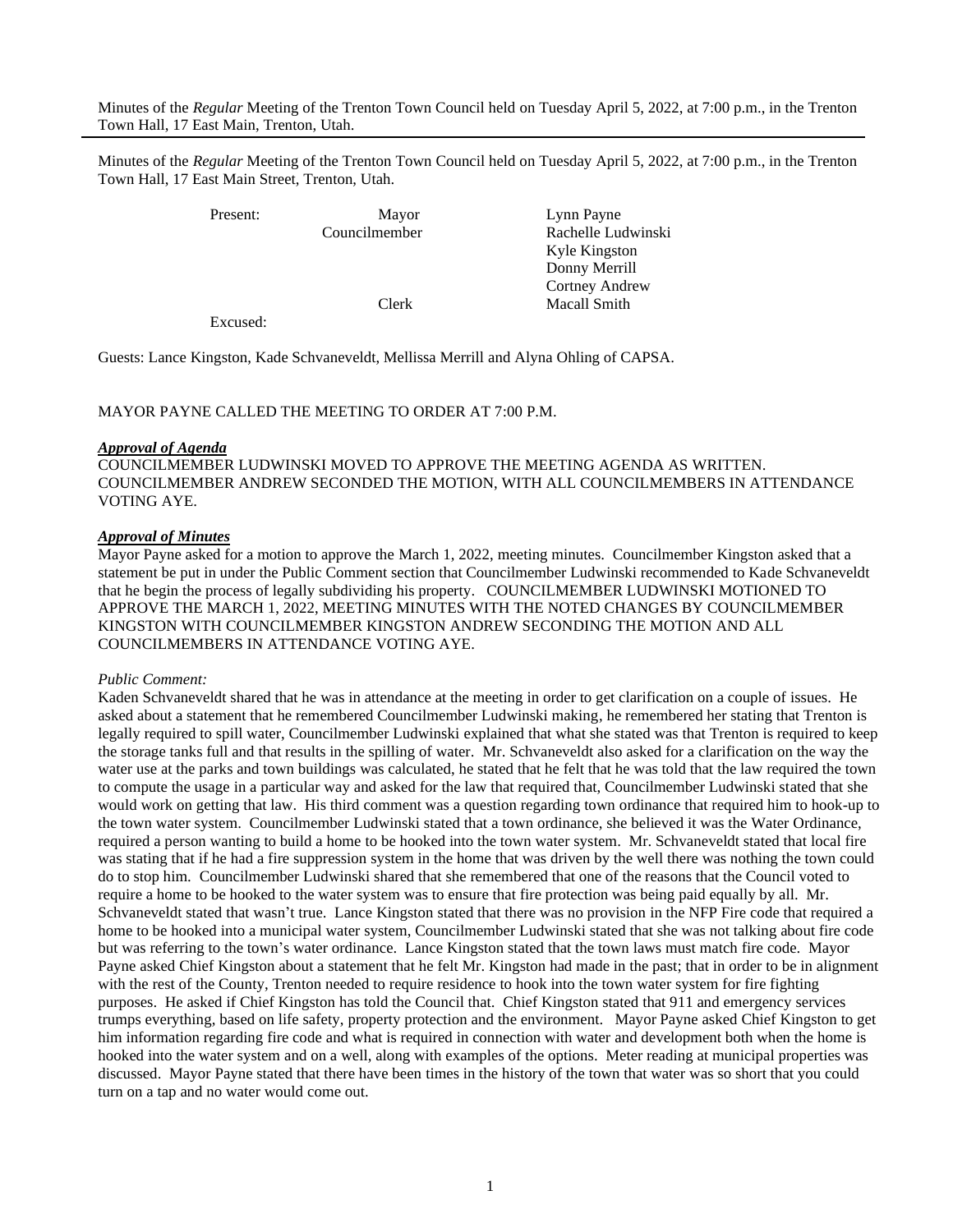Minutes of the *Regular* Meeting of the Trenton Town Council held on Tuesday April 5, 2022, at 7:00 p.m., in the Trenton Town Hall, 17 East Main, Trenton, Utah.

---

Minutes of the *Regular* Meeting of the Trenton Town Council held on Tuesday April 5, 2022, at 7:00 p.m., in the Trenton Town Hall, 17 East Main Street, Trenton, Utah.

| | | |
|---|---|---|
| Present: | Mayor | Lynn Payne |
| | Councilmember | Rachelle Ludwinski |
| | | Kyle Kingston |
| | | Donny Merrill |
| | | Cortney Andrew |
| | Clerk | Macall Smith |
| Excused: | | |

Guests: Lance Kingston, Kade Schvaneveldt, Mellissa Merrill and Alyna Ohling of CAPSA.

MAYOR PAYNE CALLED THE MEETING TO ORDER AT 7:00 P.M.

***Approval of Agenda***

COUNCILMEMBER LUDWINSKI MOVED TO APPROVE THE MEETING AGENDA AS WRITTEN. COUNCILMEMBER ANDREW SECONDED THE MOTION, WITH ALL COUNCILMEMBERS IN ATTENDANCE VOTING AYE.

***Approval of Minutes***

Mayor Payne asked for a motion to approve the March 1, 2022, meeting minutes. Councilmember Kingston asked that a statement be put in under the Public Comment section that Councilmember Ludwinski recommended to Kade Schvaneveldt that he begin the process of legally subdividing his property. COUNCILMEMBER LUDWINSKI MOTIONED TO APPROVE THE MARCH 1, 2022, MEETING MINUTES WITH THE NOTED CHANGES BY COUNCILMEMBER KINGSTON WITH COUNCILMEMBER KINGSTON ANDREW SECONDING THE MOTION AND ALL COUNCILMEMBERS IN ATTENDANCE VOTING AYE.

*Public Comment:*

Kaden Schvaneveldt shared that he was in attendance at the meeting in order to get clarification on a couple of issues. He asked about a statement that he remembered Councilmember Ludwinski making, he remembered her stating that Trenton is legally required to spill water, Councilmember Ludwinski explained that what she stated was that Trenton is required to keep the storage tanks full and that results in the spilling of water. Mr. Schvaneveldt also asked for a clarification on the way the water use at the parks and town buildings was calculated, he stated that he felt that he was told that the law required the town to compute the usage in a particular way and asked for the law that required that, Councilmember Ludwinski stated that she would work on getting that law. His third comment was a question regarding town ordinance that required him to hook-up to the town water system. Councilmember Ludwinski stated that a town ordinance, she believed it was the Water Ordinance, required a person wanting to build a home to be hooked into the town water system. Mr. Schvaneveldt stated that local fire was stating that if he had a fire suppression system in the home that was driven by the well there was nothing the town could do to stop him. Councilmember Ludwinski shared that she remembered that one of the reasons that the Council voted to require a home to be hooked to the water system was to ensure that fire protection was being paid equally by all. Mr. Schvaneveldt stated that wasn't true. Lance Kingston stated that there was no provision in the NFP Fire code that required a home to be hooked into a municipal water system, Councilmember Ludwinski stated that she was not talking about fire code but was referring to the town's water ordinance. Lance Kingston stated that the town laws must match fire code. Mayor Payne asked Chief Kingston about a statement that he felt Mr. Kingston had made in the past; that in order to be in alignment with the rest of the County, Trenton needed to require residence to hook into the town water system for fire fighting purposes. He asked if Chief Kingston has told the Council that. Chief Kingston stated that 911 and emergency services trumps everything, based on life safety, property protection and the environment. Mayor Payne asked Chief Kingston to get him information regarding fire code and what is required in connection with water and development both when the home is hooked into the water system and on a well, along with examples of the options. Meter reading at municipal properties was discussed. Mayor Payne stated that there have been times in the history of the town that water was so short that you could turn on a tap and no water would come out.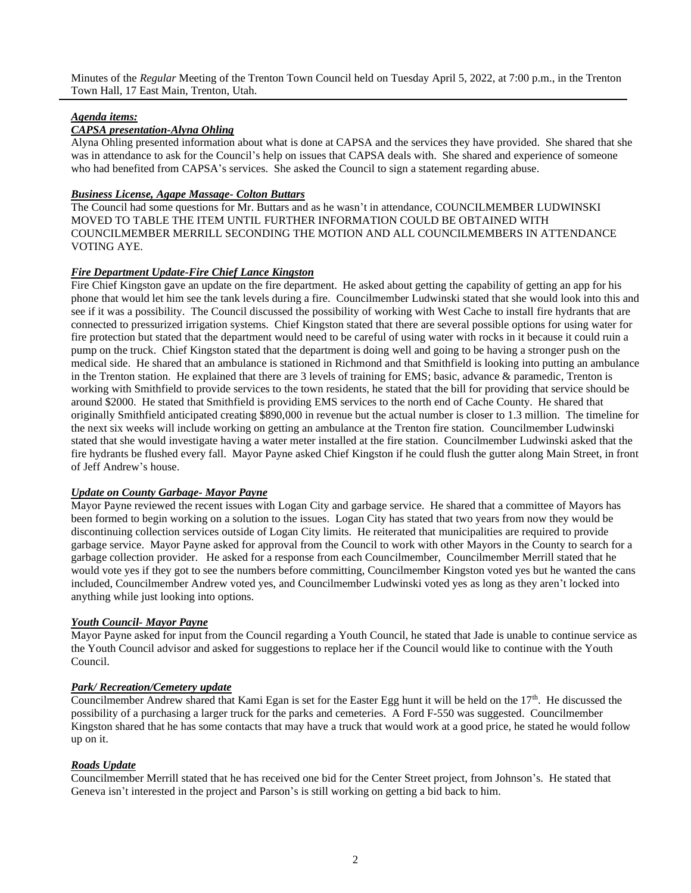Minutes of the *Regular* Meeting of the Trenton Town Council held on Tuesday April 5, 2022, at 7:00 p.m., in the Trenton Town Hall, 17 East Main, Trenton, Utah.

***Agenda items:***

***CAPSA presentation-Alyna Ohling***

Alyna Ohling presented information about what is done at CAPSA and the services they have provided. She shared that she was in attendance to ask for the Council's help on issues that CAPSA deals with. She shared and experience of someone who had benefited from CAPSA's services. She asked the Council to sign a statement regarding abuse.

***Business License, Agape Massage- Colton Buttars***

The Council had some questions for Mr. Buttars and as he wasn't in attendance, COUNCILMEMBER LUDWINSKI MOVED TO TABLE THE ITEM UNTIL FURTHER INFORMATION COULD BE OBTAINED WITH COUNCILMEMBER MERRILL SECONDING THE MOTION AND ALL COUNCILMEMBERS IN ATTENDANCE VOTING AYE.

***Fire Department Update-Fire Chief Lance Kingston***

Fire Chief Kingston gave an update on the fire department. He asked about getting the capability of getting an app for his phone that would let him see the tank levels during a fire. Councilmember Ludwinski stated that she would look into this and see if it was a possibility. The Council discussed the possibility of working with West Cache to install fire hydrants that are connected to pressurized irrigation systems. Chief Kingston stated that there are several possible options for using water for fire protection but stated that the department would need to be careful of using water with rocks in it because it could ruin a pump on the truck. Chief Kingston stated that the department is doing well and going to be having a stronger push on the medical side. He shared that an ambulance is stationed in Richmond and that Smithfield is looking into putting an ambulance in the Trenton station. He explained that there are 3 levels of training for EMS; basic, advance & paramedic, Trenton is working with Smithfield to provide services to the town residents, he stated that the bill for providing that service should be around $2000. He stated that Smithfield is providing EMS services to the north end of Cache County. He shared that originally Smithfield anticipated creating $890,000 in revenue but the actual number is closer to 1.3 million. The timeline for the next six weeks will include working on getting an ambulance at the Trenton fire station. Councilmember Ludwinski stated that she would investigate having a water meter installed at the fire station. Councilmember Ludwinski asked that the fire hydrants be flushed every fall. Mayor Payne asked Chief Kingston if he could flush the gutter along Main Street, in front of Jeff Andrew's house.

***Update on County Garbage- Mayor Payne***

Mayor Payne reviewed the recent issues with Logan City and garbage service. He shared that a committee of Mayors has been formed to begin working on a solution to the issues. Logan City has stated that two years from now they would be discontinuing collection services outside of Logan City limits. He reiterated that municipalities are required to provide garbage service. Mayor Payne asked for approval from the Council to work with other Mayors in the County to search for a garbage collection provider. He asked for a response from each Councilmember, Councilmember Merrill stated that he would vote yes if they got to see the numbers before committing, Councilmember Kingston voted yes but he wanted the cans included, Councilmember Andrew voted yes, and Councilmember Ludwinski voted yes as long as they aren't locked into anything while just looking into options.

***Youth Council- Mayor Payne***

Mayor Payne asked for input from the Council regarding a Youth Council, he stated that Jade is unable to continue service as the Youth Council advisor and asked for suggestions to replace her if the Council would like to continue with the Youth Council.

***Park/ Recreation/Cemetery update***

Councilmember Andrew shared that Kami Egan is set for the Easter Egg hunt it will be held on the 17th. He discussed the possibility of a purchasing a larger truck for the parks and cemeteries. A Ford F-550 was suggested. Councilmember Kingston shared that he has some contacts that may have a truck that would work at a good price, he stated he would follow up on it.

***Roads Update***

Councilmember Merrill stated that he has received one bid for the Center Street project, from Johnson's. He stated that Geneva isn't interested in the project and Parson's is still working on getting a bid back to him.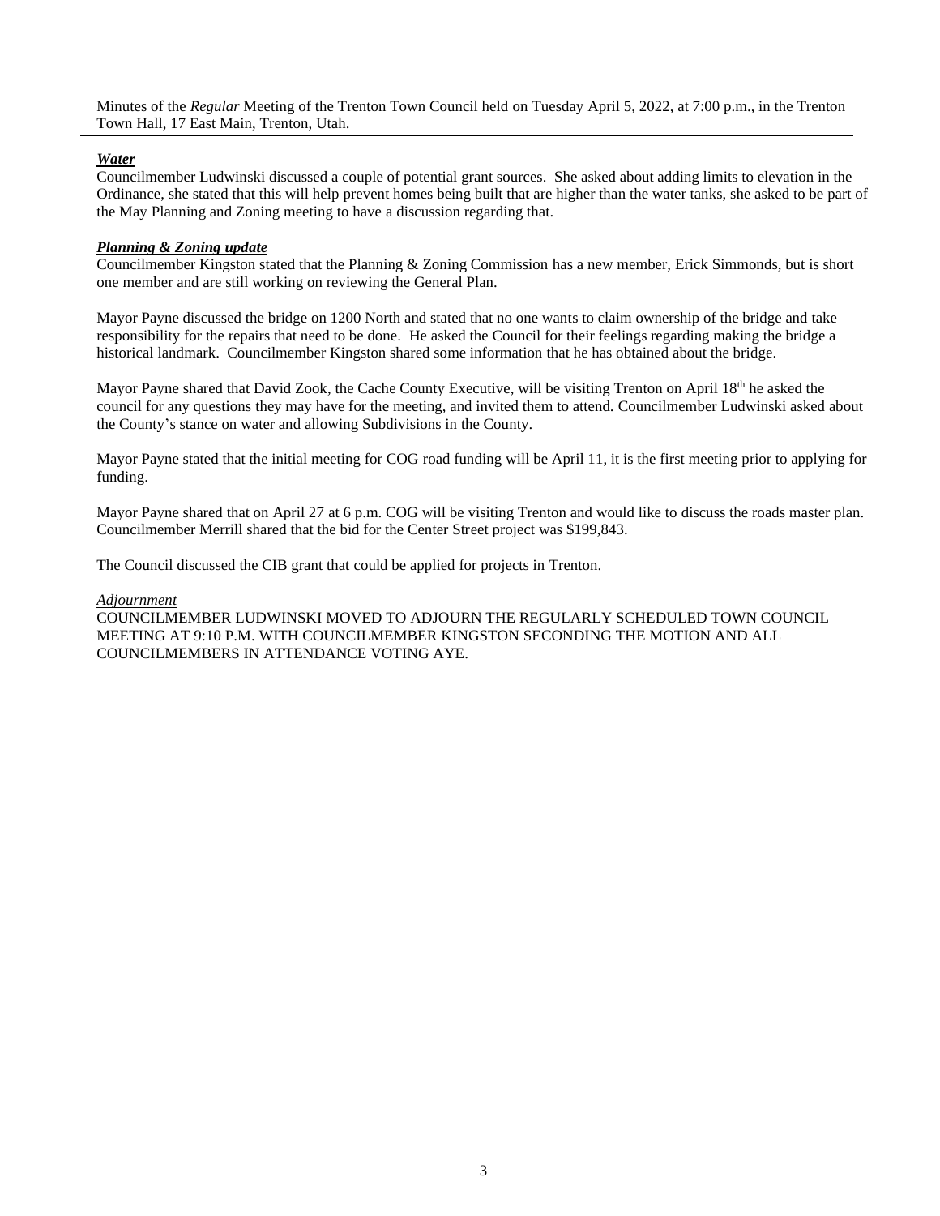Minutes of the *Regular* Meeting of the Trenton Town Council held on Tuesday April 5, 2022, at 7:00 p.m., in the Trenton Town Hall, 17 East Main, Trenton, Utah.

***Water***

Councilmember Ludwinski discussed a couple of potential grant sources. She asked about adding limits to elevation in the Ordinance, she stated that this will help prevent homes being built that are higher than the water tanks, she asked to be part of the May Planning and Zoning meeting to have a discussion regarding that.

***Planning & Zoning update***

Councilmember Kingston stated that the Planning & Zoning Commission has a new member, Erick Simmonds, but is short one member and are still working on reviewing the General Plan.

Mayor Payne discussed the bridge on 1200 North and stated that no one wants to claim ownership of the bridge and take responsibility for the repairs that need to be done. He asked the Council for their feelings regarding making the bridge a historical landmark. Councilmember Kingston shared some information that he has obtained about the bridge.

Mayor Payne shared that David Zook, the Cache County Executive, will be visiting Trenton on April 18th he asked the council for any questions they may have for the meeting, and invited them to attend. Councilmember Ludwinski asked about the County's stance on water and allowing Subdivisions in the County.

Mayor Payne stated that the initial meeting for COG road funding will be April 11, it is the first meeting prior to applying for funding.

Mayor Payne shared that on April 27 at 6 p.m. COG will be visiting Trenton and would like to discuss the roads master plan. Councilmember Merrill shared that the bid for the Center Street project was $199,843.

The Council discussed the CIB grant that could be applied for projects in Trenton.

*Adjournment*

COUNCILMEMBER LUDWINSKI MOVED TO ADJOURN THE REGULARLY SCHEDULED TOWN COUNCIL MEETING AT 9:10 P.M. WITH COUNCILMEMBER KINGSTON SECONDING THE MOTION AND ALL COUNCILMEMBERS IN ATTENDANCE VOTING AYE.